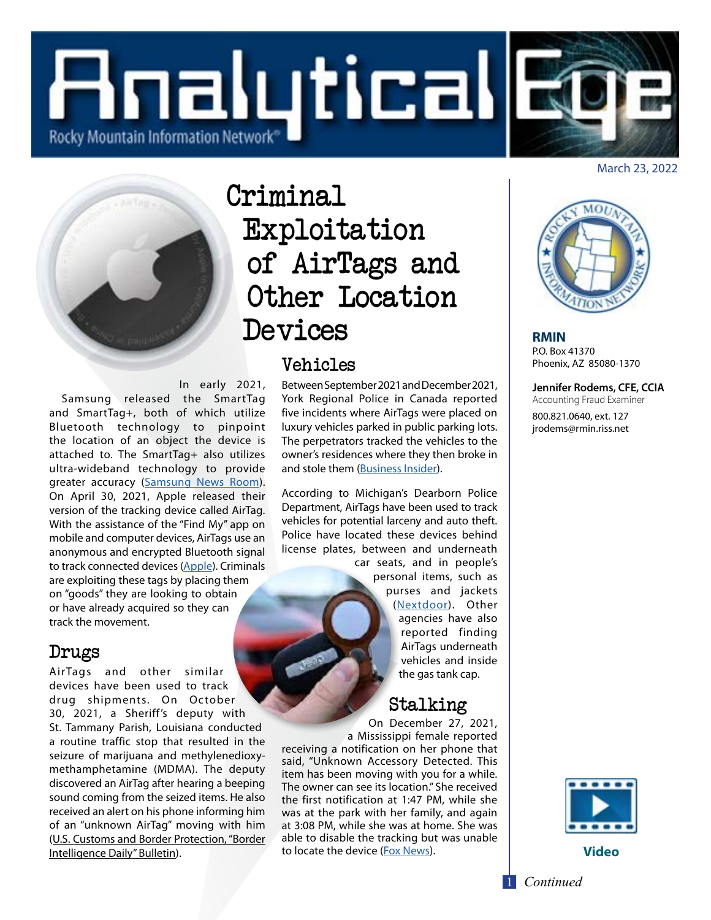# Analytical Eye

Rocky Mountain Information Network®

March 23, 2022

## Criminal Exploitation of AirTags and Other Location Devices

In early 2021, Samsung released the SmartTag and SmartTag+, both of which utilize Bluetooth technology to pinpoint the location of an object the device is attached to. The SmartTag+ also utilizes ultra-wideband technology to provide greater accuracy (Samsung News Room). On April 30, 2021, Apple released their version of the tracking device called AirTag. With the assistance of the "Find My" app on mobile and computer devices, AirTags use an anonymous and encrypted Bluetooth signal to track connected devices (Apple). Criminals are exploiting these tags by placing them on "goods" they are looking to obtain or have already acquired so they can track the movement.

### Drugs

AirTags and other similar devices have been used to track drug shipments. On October 30, 2021, a Sheriff's deputy with St. Tammany Parish, Louisiana conducted a routine traffic stop that resulted in the seizure of marijuana and methylenedioxy-methamphetamine (MDMA). The deputy discovered an AirTag after hearing a beeping sound coming from the seized items. He also received an alert on his phone informing him of an "unknown AirTag" moving with him (U.S. Customs and Border Protection, "Border Intelligence Daily" Bulletin).

### Vehicles

Between September 2021 and December 2021, York Regional Police in Canada reported five incidents where AirTags were placed on luxury vehicles parked in public parking lots. The perpetrators tracked the vehicles to the owner's residences where they then broke in and stole them (Business Insider).

According to Michigan's Dearborn Police Department, AirTags have been used to track vehicles for potential larceny and auto theft. Police have located these devices behind license plates, between and underneath car seats, and in people's personal items, such as purses and jackets (Nextdoor). Other agencies have also reported finding AirTags underneath vehicles and inside the gas tank cap.

### Stalking

On December 27, 2021, a Mississippi female reported receiving a notification on her phone that said, "Unknown Accessory Detected. This item has been moving with you for a while. The owner can see its location." She received the first notification at 1:47 PM, while she was at the park with her family, and again at 3:08 PM, while she was at home. She was able to disable the tracking but was unable to locate the device (Fox News).

**RMIN**
P.O. Box 41370
Phoenix, AZ 85080-1370

**Jennifer Rodems, CFE, CCIA**
Accounting Fraud Examiner
800.821.0640, ext. 127
jrodems@rmin.riss.net

**Video**

*Continued*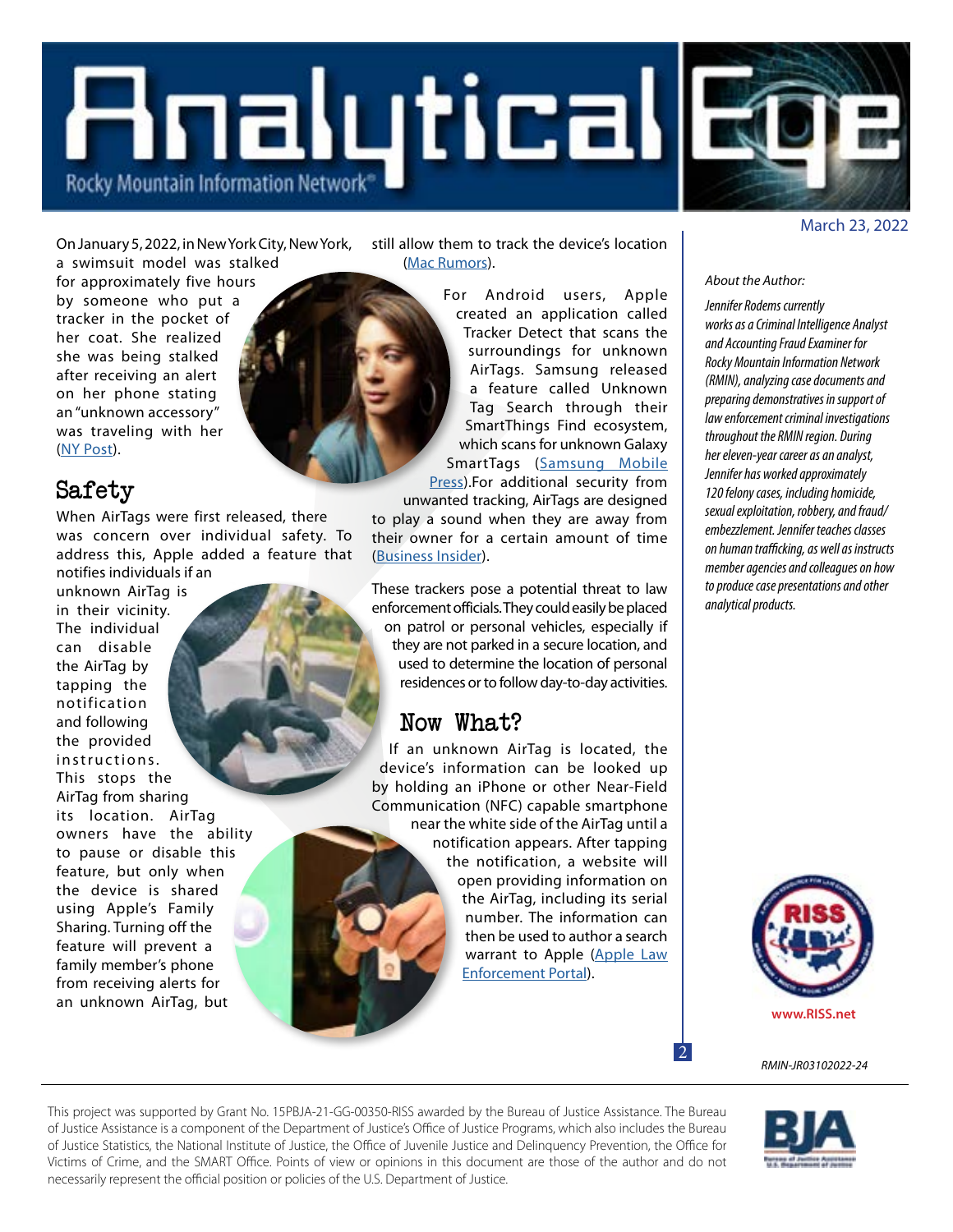On January 5, 2022, in New York City, New York, a swimsuit model was stalked for approximately five hours by someone who put a tracker in the pocket of her coat. She realized she was being stalked after receiving an alert on her phone stating an "unknown accessory" was traveling with her (NY Post).

## Safety

When AirTags were first released, there was concern over individual safety. To address this, Apple added a feature that notifies individuals if an unknown AirTag is in their vicinity. The individual can disable the AirTag by tapping the notification and following the provided instructions. This stops the AirTag from sharing its location. AirTag owners have the ability to pause or disable this feature, but only when the device is shared using Apple's Family Sharing. Turning off the feature will prevent a family member's phone from receiving alerts for an unknown AirTag, but still allow them to track the device's location (Mac Rumors).

For Android users, Apple created an application called Tracker Detect that scans the surroundings for unknown AirTags. Samsung released a feature called Unknown Tag Search through their SmartThings Find ecosystem, which scans for unknown Galaxy SmartTags (Samsung Mobile Press).For additional security from unwanted tracking, AirTags are designed to play a sound when they are away from their owner for a certain amount of time (Business Insider).

These trackers pose a potential threat to law enforcement officials. They could easily be placed on patrol or personal vehicles, especially if they are not parked in a secure location, and used to determine the location of personal residences or to follow day-to-day activities.

## Now What?

If an unknown AirTag is located, the device's information can be looked up by holding an iPhone or other Near-Field Communication (NFC) capable smartphone near the white side of the AirTag until a notification appears. After tapping the notification, a website will open providing information on the AirTag, including its serial number. The information can then be used to author a search warrant to Apple (Apple Law Enforcement Portal).

March 23, 2022

*About the Author:*

*Jennifer Rodems currently works as a Criminal Intelligence Analyst and Accounting Fraud Examiner for Rocky Mountain Information Network (RMIN), analyzing case documents and preparing demonstratives in support of law enforcement criminal investigations throughout the RMIN region. During her eleven-year career as an analyst, Jennifer has worked approximately 120 felony cases, including homicide, sexual exploitation, robbery, and fraud/embezzlement. Jennifer teaches classes on human trafficking, as well as instructs member agencies and colleagues on how to produce case presentations and other analytical products.*

www.RISS.net

RMIN-JR03102022-24

This project was supported by Grant No. 15PBJA-21-GG-00350-RISS awarded by the Bureau of Justice Assistance. The Bureau of Justice Assistance is a component of the Department of Justice's Office of Justice Programs, which also includes the Bureau of Justice Statistics, the National Institute of Justice, the Office of Juvenile Justice and Delinquency Prevention, the Office for Victims of Crime, and the SMART Office. Points of view or opinions in this document are those of the author and do not necessarily represent the official position or policies of the U.S. Department of Justice.